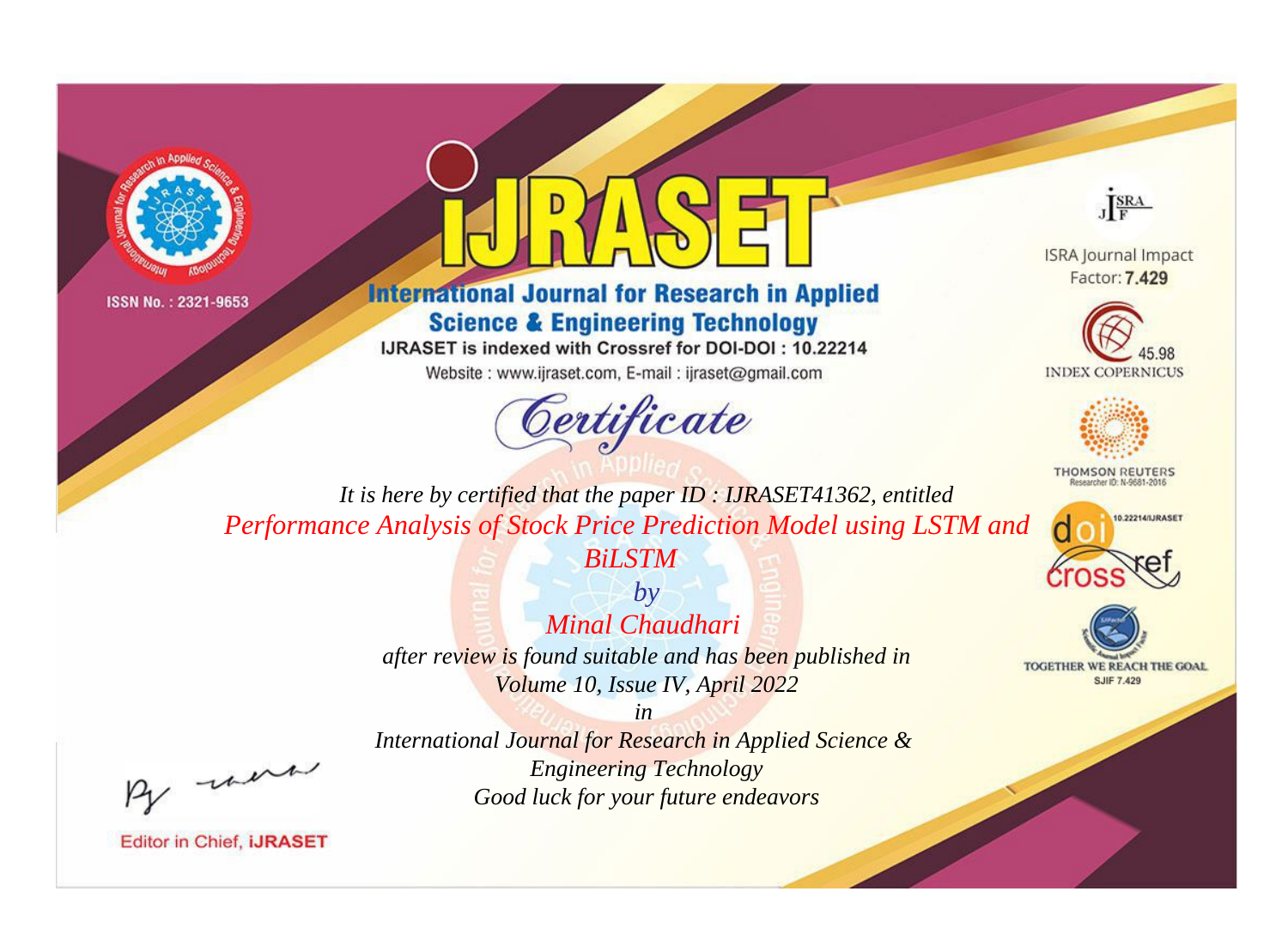ISSN No. : 2321-9653

# IJRASET

## International Journal for Research in Applied Science & Engineering Technology

IJRASET is indexed with Crossref for DOI-DOI : 10.22214

Website : www.ijraset.com, E-mail : ijraset@gmail.com

ISRA Journal Impact Factor: **7.429**

45.98 INDEX COPERNICUS

THOMSON REUTERS Researcher ID: N-9681-2016

10.22214/IJRASET

TOGETHER WE REACH THE GOAL SJIF 7.429

# *Certificate*

*It is here by certified that the paper ID : IJRASET41362, entitled*

*Performance Analysis of Stock Price Prediction Model using LSTM and BiLSTM*

*by*

*Minal Chaudhari*

*after review is found suitable and has been published in*

*Volume 10, Issue IV, April 2022*

*in*

*International Journal for Research in Applied Science & Engineering Technology*

*Good luck for your future endeavors*

Editor in Chief, **iJRASET**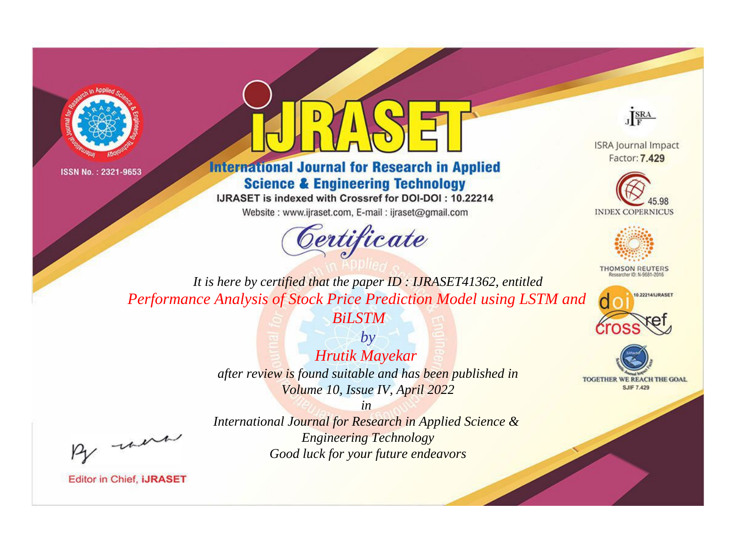ISSN No. : 2321-9653

# IJRASET

## International Journal for Research in Applied Science & Engineering Technology

IJRASET is indexed with Crossref for DOI-DOI : 10.22214

Website : www.ijraset.com, E-mail : ijraset@gmail.com

ISRA Journal Impact Factor: **7.429**

45.98 INDEX COPERNICUS

THOMSON REUTERS Researcher ID: N-9681-2016

10.22214/IJRASET

TOGETHER WE REACH THE GOAL SJIF 7.429

*Certificate*

*It is here by certified that the paper ID : IJRASET41362, entitled*

*Performance Analysis of Stock Price Prediction Model using LSTM and BiLSTM*

*by*

*Hrutik Mayekar*

*after review is found suitable and has been published in*

*Volume 10, Issue IV, April 2022*

*in*

*International Journal for Research in Applied Science & Engineering Technology*

*Good luck for your future endeavors*

Editor in Chief, **iJRASET**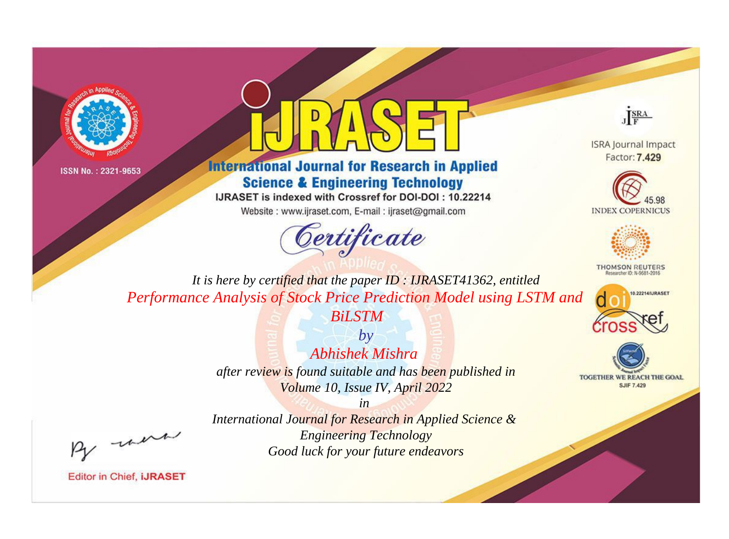ISSN No. : 2321-9653

# IJRASET

## International Journal for Research in Applied Science & Engineering Technology

IJRASET is indexed with Crossref for DOI-DOI : 10.22214

Website : www.ijraset.com, E-mail : ijraset@gmail.com

ISRA Journal Impact Factor: **7.429**

45.98 INDEX COPERNICUS

THOMSON REUTERS Researcher ID: N-9681-2016

10.22214/IJRASET

TOGETHER WE REACH THE GOAL SJIF 7.429

*Certificate*

*It is here by certified that the paper ID : IJRASET41362, entitled*

*Performance Analysis of Stock Price Prediction Model using LSTM and BiLSTM*

*by*

*Abhishek Mishra*

*after review is found suitable and has been published in*

*Volume 10, Issue IV, April 2022*

*in*

*International Journal for Research in Applied Science & Engineering Technology*

*Good luck for your future endeavors*

Editor in Chief, **iJRASET**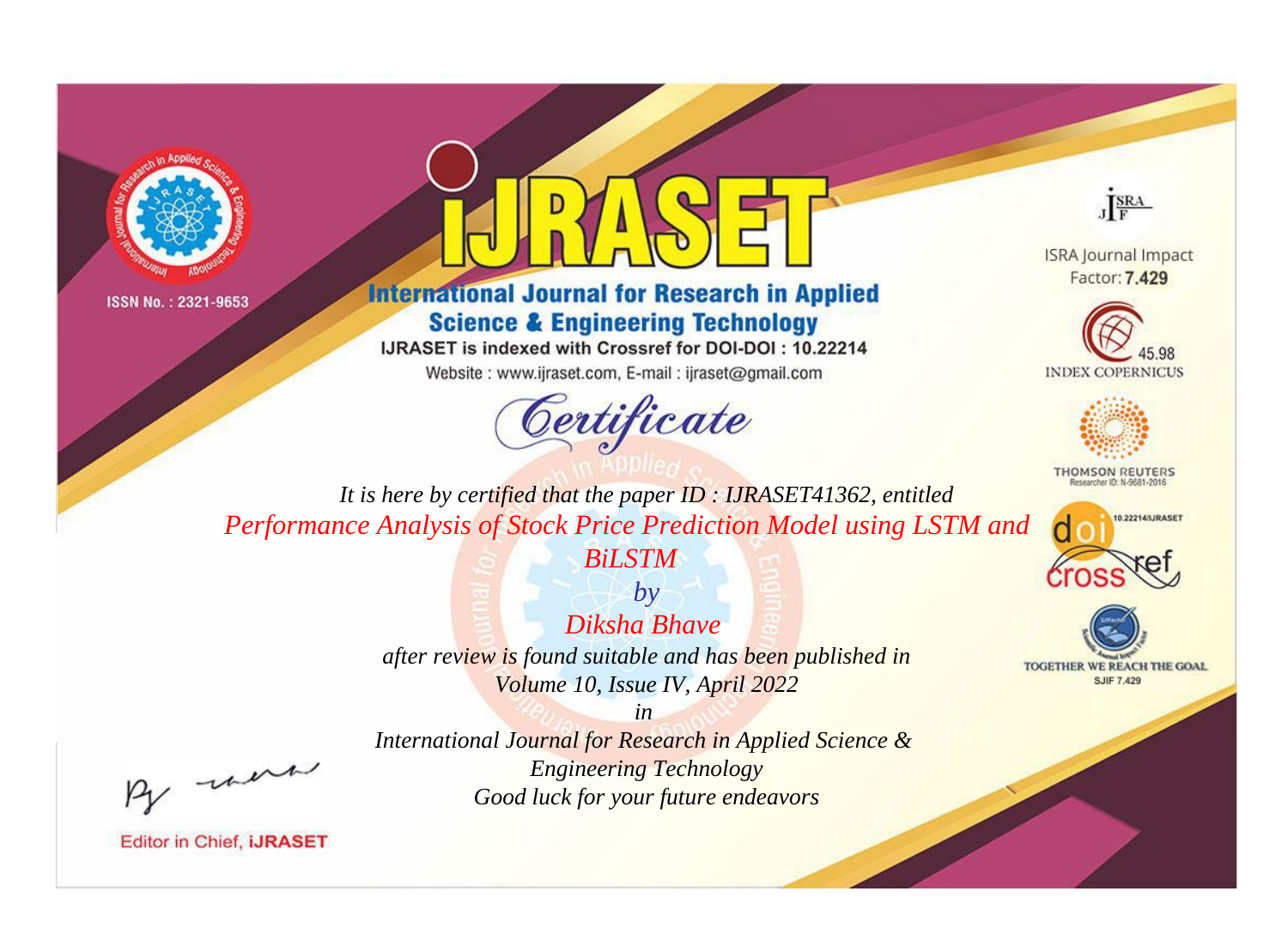ISSN No. : 2321-9653

# IJRASET

## International Journal for Research in Applied Science & Engineering Technology

IJRASET is indexed with Crossref for DOI-DOI : 10.22214

Website : www.ijraset.com, E-mail : ijraset@gmail.com

ISRA Journal Impact Factor: **7.429**

45.98 INDEX COPERNICUS

THOMSON REUTERS Researcher ID: N-9681-2016

10.22214/IJRASET

TOGETHER WE REACH THE GOAL SJIF 7.429

## *Certificate*

*It is here by certified that the paper ID : IJRASET41362, entitled*

*Performance Analysis of Stock Price Prediction Model using LSTM and BiLSTM*

*by*

*Diksha Bhave*

*after review is found suitable and has been published in*

*Volume 10, Issue IV, April 2022*

*in*

*International Journal for Research in Applied Science & Engineering Technology*

*Good luck for your future endeavors*

Editor in Chief, **iJRASET**